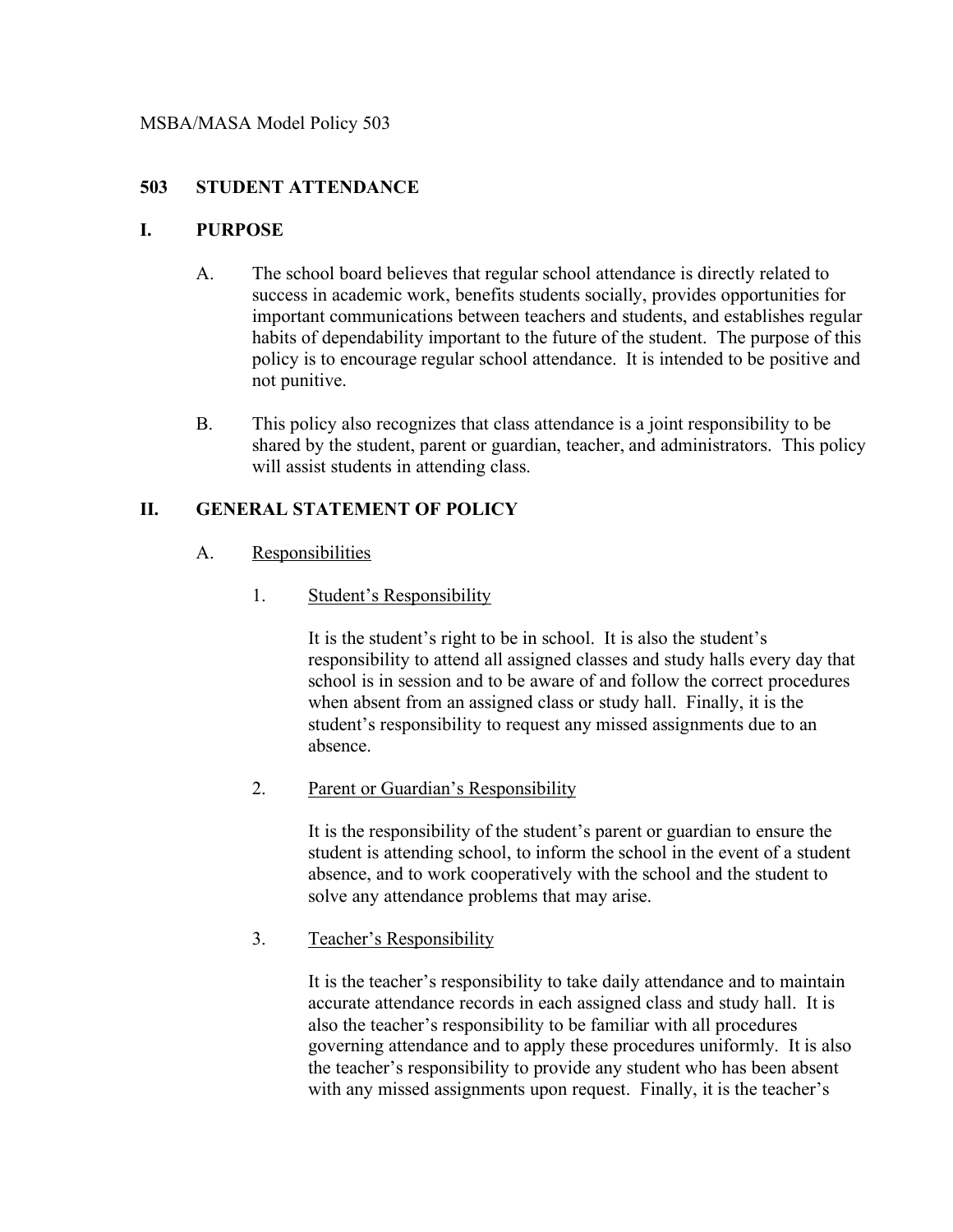MSBA/MASA Model Policy 503

# 503 STUDENT ATTENDANCE

## I. PURPOSE

A. The school board believes that regular school attendance is directly related to success in academic work, benefits students socially, provides opportunities for important communications between teachers and students, and establishes regular habits of dependability important to the future of the student. The purpose of this policy is to encourage regular school attendance. It is intended to be positive and not punitive.

B. This policy also recognizes that class attendance is a joint responsibility to be shared by the student, parent or guardian, teacher, and administrators. This policy will assist students in attending class.

## II. GENERAL STATEMENT OF POLICY

### A. Responsibilities

1. Student's Responsibility

   It is the student's right to be in school. It is also the student's responsibility to attend all assigned classes and study halls every day that school is in session and to be aware of and follow the correct procedures when absent from an assigned class or study hall. Finally, it is the student's responsibility to request any missed assignments due to an absence.

2. Parent or Guardian's Responsibility

   It is the responsibility of the student's parent or guardian to ensure the student is attending school, to inform the school in the event of a student absence, and to work cooperatively with the school and the student to solve any attendance problems that may arise.

3. Teacher's Responsibility

   It is the teacher's responsibility to take daily attendance and to maintain accurate attendance records in each assigned class and study hall. It is also the teacher's responsibility to be familiar with all procedures governing attendance and to apply these procedures uniformly. It is also the teacher's responsibility to provide any student who has been absent with any missed assignments upon request. Finally, it is the teacher's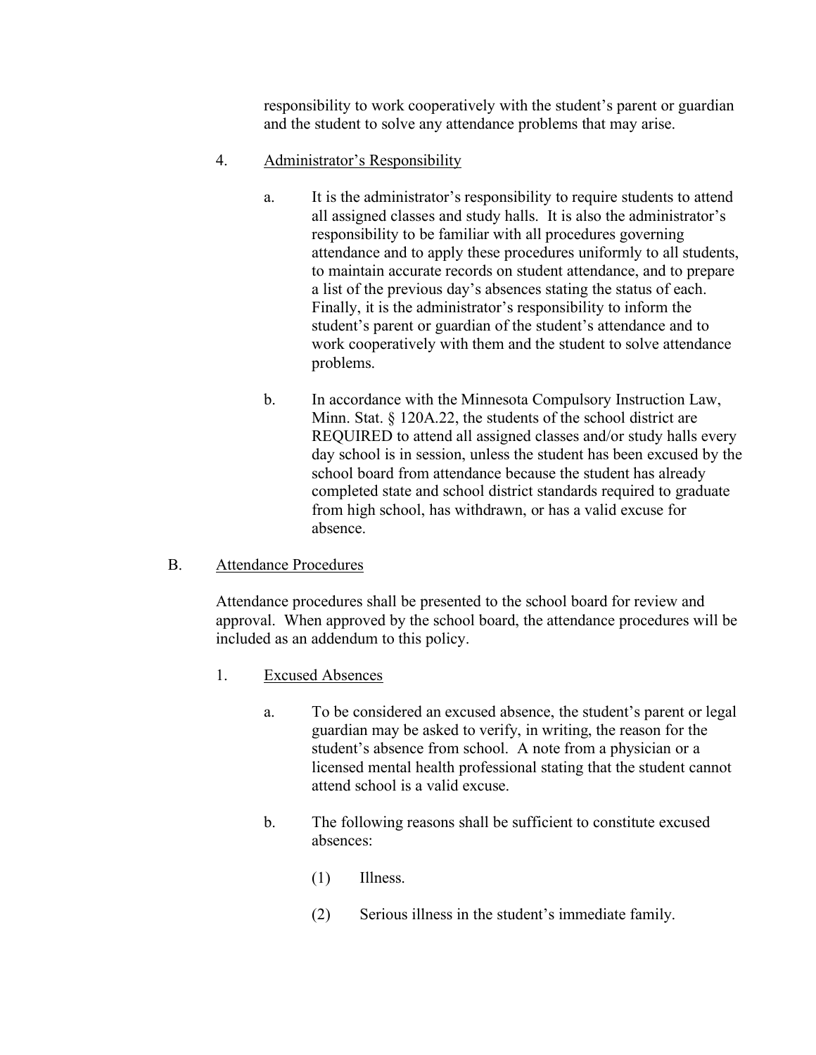responsibility to work cooperatively with the student's parent or guardian and the student to solve any attendance problems that may arise.

4. <u>Administrator's Responsibility</u>

   a. It is the administrator's responsibility to require students to attend all assigned classes and study halls. It is also the administrator's responsibility to be familiar with all procedures governing attendance and to apply these procedures uniformly to all students, to maintain accurate records on student attendance, and to prepare a list of the previous day's absences stating the status of each. Finally, it is the administrator's responsibility to inform the student's parent or guardian of the student's attendance and to work cooperatively with them and the student to solve attendance problems.

   b. In accordance with the Minnesota Compulsory Instruction Law, Minn. Stat. § 120A.22, the students of the school district are REQUIRED to attend all assigned classes and/or study halls every day school is in session, unless the student has been excused by the school board from attendance because the student has already completed state and school district standards required to graduate from high school, has withdrawn, or has a valid excuse for absence.

B. <u>Attendance Procedures</u>

Attendance procedures shall be presented to the school board for review and approval. When approved by the school board, the attendance procedures will be included as an addendum to this policy.

1. <u>Excused Absences</u>

   a. To be considered an excused absence, the student's parent or legal guardian may be asked to verify, in writing, the reason for the student's absence from school. A note from a physician or a licensed mental health professional stating that the student cannot attend school is a valid excuse.

   b. The following reasons shall be sufficient to constitute excused absences:

      (1) Illness.

      (2) Serious illness in the student's immediate family.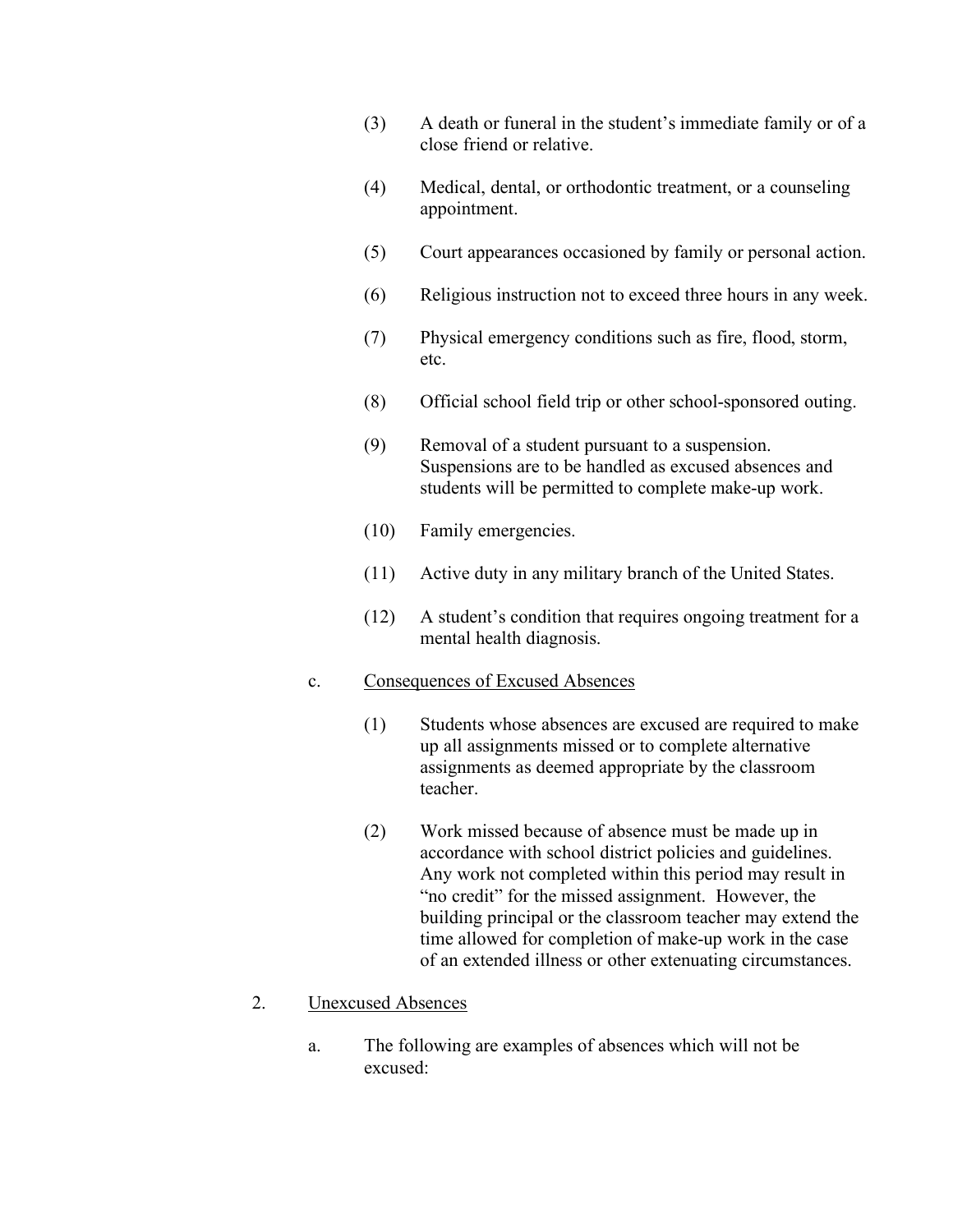(3) A death or funeral in the student's immediate family or of a close friend or relative.

(4) Medical, dental, or orthodontic treatment, or a counseling appointment.

(5) Court appearances occasioned by family or personal action.

(6) Religious instruction not to exceed three hours in any week.

(7) Physical emergency conditions such as fire, flood, storm, etc.

(8) Official school field trip or other school-sponsored outing.

(9) Removal of a student pursuant to a suspension. Suspensions are to be handled as excused absences and students will be permitted to complete make-up work.

(10) Family emergencies.

(11) Active duty in any military branch of the United States.

(12) A student's condition that requires ongoing treatment for a mental health diagnosis.

c. <u>Consequences of Excused Absences</u>

(1) Students whose absences are excused are required to make up all assignments missed or to complete alternative assignments as deemed appropriate by the classroom teacher.

(2) Work missed because of absence must be made up in accordance with school district policies and guidelines. Any work not completed within this period may result in "no credit" for the missed assignment. However, the building principal or the classroom teacher may extend the time allowed for completion of make-up work in the case of an extended illness or other extenuating circumstances.

2. <u>Unexcused Absences</u>

a. The following are examples of absences which will not be excused: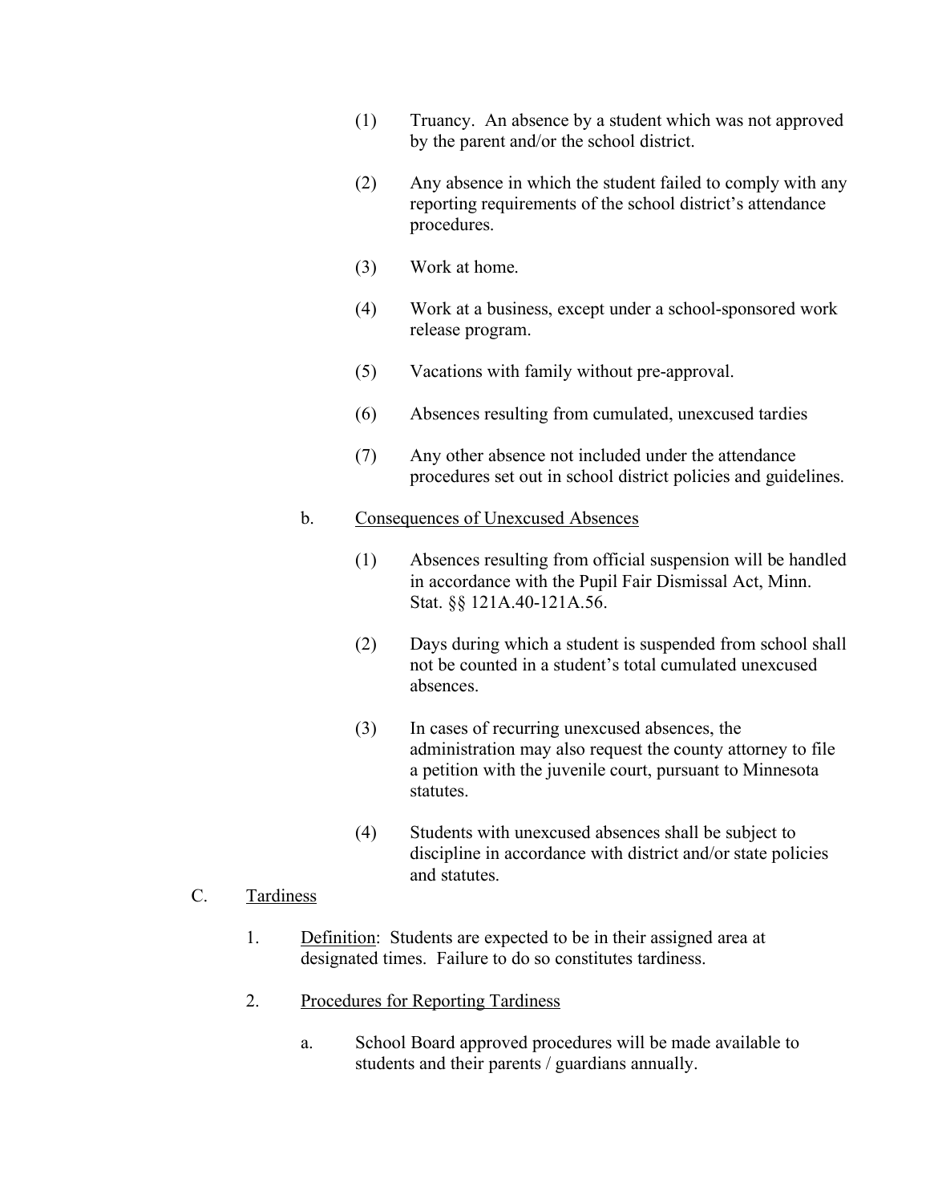(1) Truancy. An absence by a student which was not approved by the parent and/or the school district.

(2) Any absence in which the student failed to comply with any reporting requirements of the school district's attendance procedures.

(3) Work at home.

(4) Work at a business, except under a school-sponsored work release program.

(5) Vacations with family without pre-approval.

(6) Absences resulting from cumulated, unexcused tardies

(7) Any other absence not included under the attendance procedures set out in school district policies and guidelines.

b. <u>Consequences of Unexcused Absences</u>

(1) Absences resulting from official suspension will be handled in accordance with the Pupil Fair Dismissal Act, Minn. Stat. §§ 121A.40-121A.56.

(2) Days during which a student is suspended from school shall not be counted in a student's total cumulated unexcused absences.

(3) In cases of recurring unexcused absences, the administration may also request the county attorney to file a petition with the juvenile court, pursuant to Minnesota statutes.

(4) Students with unexcused absences shall be subject to discipline in accordance with district and/or state policies and statutes.

C. <u>Tardiness</u>

1. <u>Definition</u>: Students are expected to be in their assigned area at designated times. Failure to do so constitutes tardiness.

2. <u>Procedures for Reporting Tardiness</u>

a. School Board approved procedures will be made available to students and their parents / guardians annually.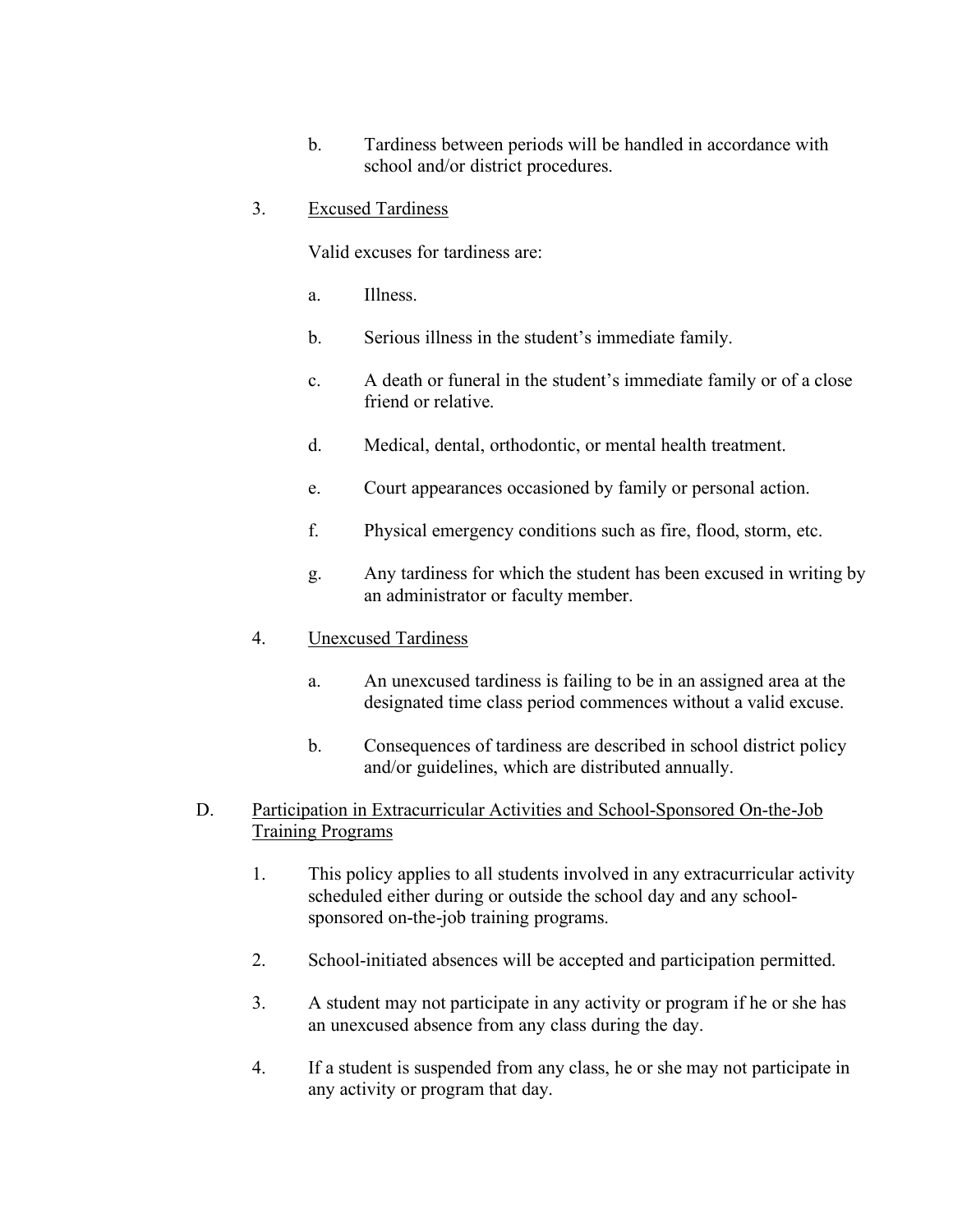b. Tardiness between periods will be handled in accordance with school and/or district procedures.

3. <u>Excused Tardiness</u>

   Valid excuses for tardiness are:

   a. Illness.

   b. Serious illness in the student's immediate family.

   c. A death or funeral in the student's immediate family or of a close friend or relative.

   d. Medical, dental, orthodontic, or mental health treatment.

   e. Court appearances occasioned by family or personal action.

   f. Physical emergency conditions such as fire, flood, storm, etc.

   g. Any tardiness for which the student has been excused in writing by an administrator or faculty member.

4. <u>Unexcused Tardiness</u>

   a. An unexcused tardiness is failing to be in an assigned area at the designated time class period commences without a valid excuse.

   b. Consequences of tardiness are described in school district policy and/or guidelines, which are distributed annually.

D. <u>Participation in Extracurricular Activities and School-Sponsored On-the-Job Training Programs</u>

1. This policy applies to all students involved in any extracurricular activity scheduled either during or outside the school day and any school-sponsored on-the-job training programs.

2. School-initiated absences will be accepted and participation permitted.

3. A student may not participate in any activity or program if he or she has an unexcused absence from any class during the day.

4. If a student is suspended from any class, he or she may not participate in any activity or program that day.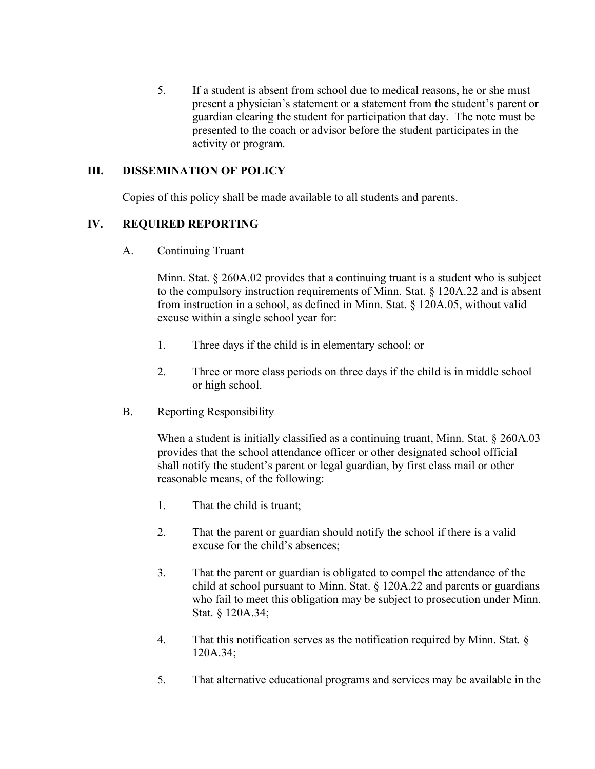5. If a student is absent from school due to medical reasons, he or she must present a physician's statement or a statement from the student's parent or guardian clearing the student for participation that day. The note must be presented to the coach or advisor before the student participates in the activity or program.

## III. DISSEMINATION OF POLICY

Copies of this policy shall be made available to all students and parents.

## IV. REQUIRED REPORTING

### A. Continuing Truant

Minn. Stat. § 260A.02 provides that a continuing truant is a student who is subject to the compulsory instruction requirements of Minn. Stat. § 120A.22 and is absent from instruction in a school, as defined in Minn. Stat. § 120A.05, without valid excuse within a single school year for:

1. Three days if the child is in elementary school; or

2. Three or more class periods on three days if the child is in middle school or high school.

### B. Reporting Responsibility

When a student is initially classified as a continuing truant, Minn. Stat. § 260A.03 provides that the school attendance officer or other designated school official shall notify the student's parent or legal guardian, by first class mail or other reasonable means, of the following:

1. That the child is truant;

2. That the parent or guardian should notify the school if there is a valid excuse for the child's absences;

3. That the parent or guardian is obligated to compel the attendance of the child at school pursuant to Minn. Stat. § 120A.22 and parents or guardians who fail to meet this obligation may be subject to prosecution under Minn. Stat. § 120A.34;

4. That this notification serves as the notification required by Minn. Stat. § 120A.34;

5. That alternative educational programs and services may be available in the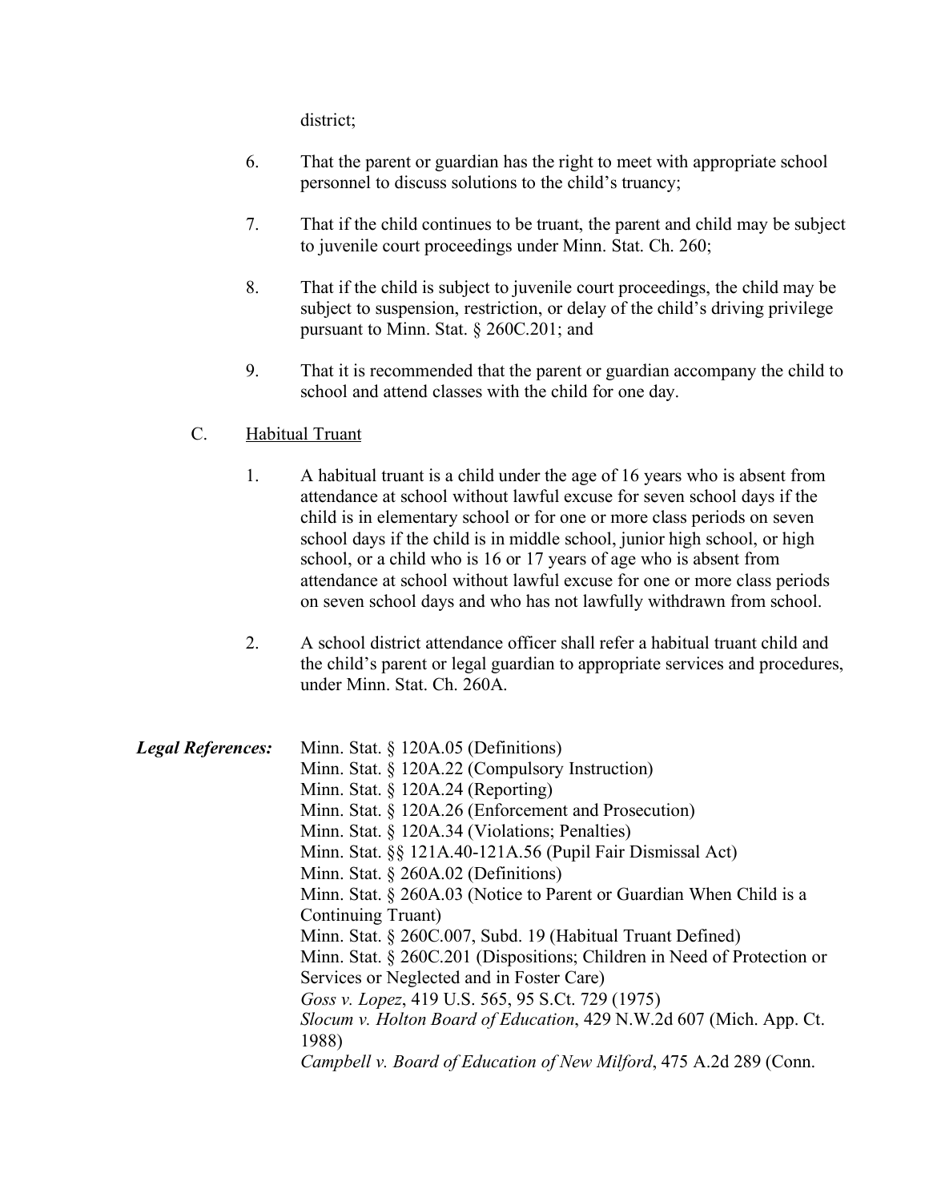district;

6. That the parent or guardian has the right to meet with appropriate school personnel to discuss solutions to the child's truancy;

7. That if the child continues to be truant, the parent and child may be subject to juvenile court proceedings under Minn. Stat. Ch. 260;

8. That if the child is subject to juvenile court proceedings, the child may be subject to suspension, restriction, or delay of the child's driving privilege pursuant to Minn. Stat. § 260C.201; and

9. That it is recommended that the parent or guardian accompany the child to school and attend classes with the child for one day.

C. <u>Habitual Truant</u>

1. A habitual truant is a child under the age of 16 years who is absent from attendance at school without lawful excuse for seven school days if the child is in elementary school or for one or more class periods on seven school days if the child is in middle school, junior high school, or high school, or a child who is 16 or 17 years of age who is absent from attendance at school without lawful excuse for one or more class periods on seven school days and who has not lawfully withdrawn from school.

2. A school district attendance officer shall refer a habitual truant child and the child's parent or legal guardian to appropriate services and procedures, under Minn. Stat. Ch. 260A.

***Legal References:***

Minn. Stat. § 120A.05 (Definitions)
Minn. Stat. § 120A.22 (Compulsory Instruction)
Minn. Stat. § 120A.24 (Reporting)
Minn. Stat. § 120A.26 (Enforcement and Prosecution)
Minn. Stat. § 120A.34 (Violations; Penalties)
Minn. Stat. §§ 121A.40-121A.56 (Pupil Fair Dismissal Act)
Minn. Stat. § 260A.02 (Definitions)
Minn. Stat. § 260A.03 (Notice to Parent or Guardian When Child is a Continuing Truant)
Minn. Stat. § 260C.007, Subd. 19 (Habitual Truant Defined)
Minn. Stat. § 260C.201 (Dispositions; Children in Need of Protection or Services or Neglected and in Foster Care)
*Goss v. Lopez*, 419 U.S. 565, 95 S.Ct. 729 (1975)
*Slocum v. Holton Board of Education*, 429 N.W.2d 607 (Mich. App. Ct. 1988)
*Campbell v. Board of Education of New Milford*, 475 A.2d 289 (Conn.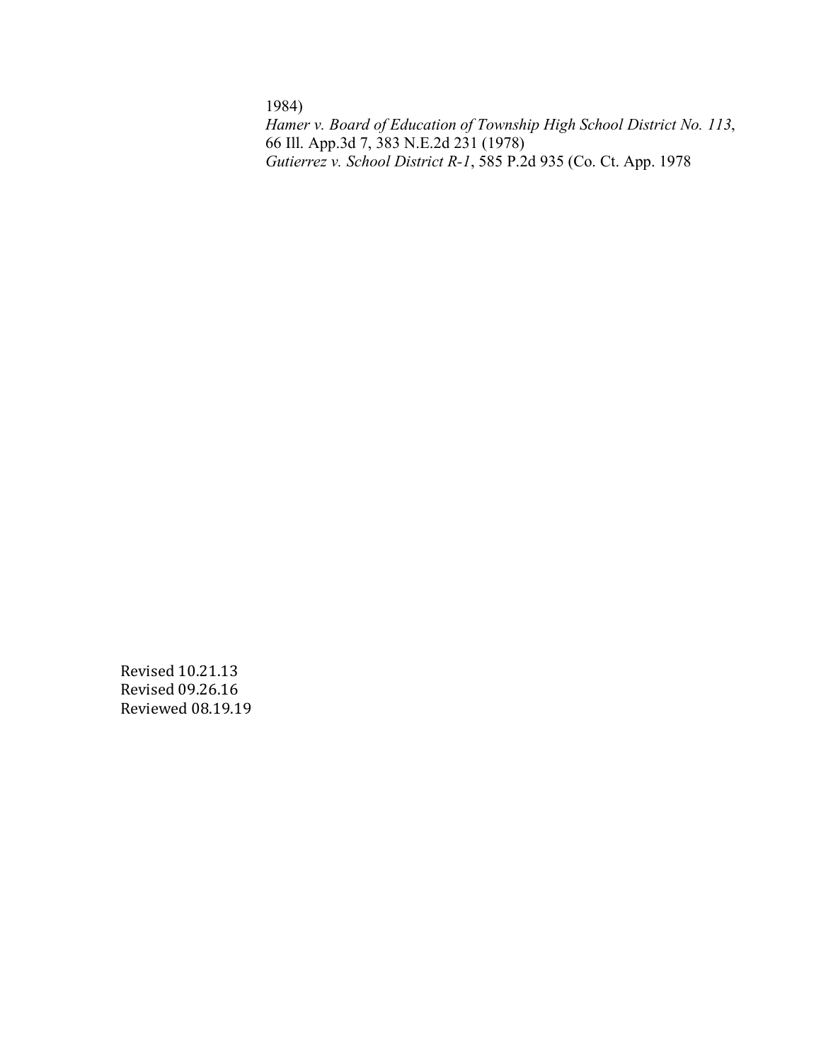1984)

*Hamer v. Board of Education of Township High School District No. 113*, 66 Ill. App.3d 7, 383 N.E.2d 231 (1978)

*Gutierrez v. School District R-1*, 585 P.2d 935 (Co. Ct. App. 1978

Revised 10.21.13
Revised 09.26.16
Reviewed 08.19.19